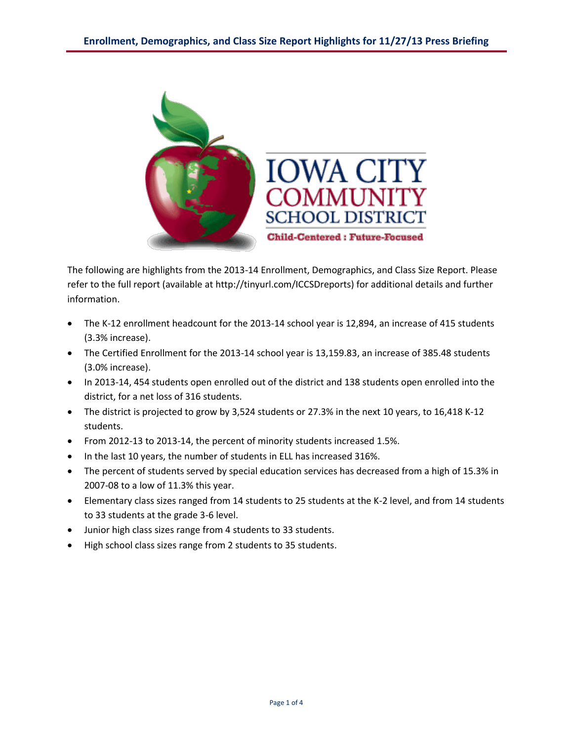# Enrollment, Demographics, and Class Size Report Highlights for 11/27/13 Press Briefing

IOWA CITY COMMUNITY SCHOOL DISTRICT

Child-Centered : Future-Focused

The following are highlights from the 2013-14 Enrollment, Demographics, and Class Size Report. Please refer to the full report (available at http://tinyurl.com/ICCSDreports) for additional details and further information.

- The K-12 enrollment headcount for the 2013-14 school year is 12,894, an increase of 415 students (3.3% increase).
- The Certified Enrollment for the 2013-14 school year is 13,159.83, an increase of 385.48 students (3.0% increase).
- In 2013-14, 454 students open enrolled out of the district and 138 students open enrolled into the district, for a net loss of 316 students.
- The district is projected to grow by 3,524 students or 27.3% in the next 10 years, to 16,418 K-12 students.
- From 2012-13 to 2013-14, the percent of minority students increased 1.5%.
- In the last 10 years, the number of students in ELL has increased 316%.
- The percent of students served by special education services has decreased from a high of 15.3% in 2007-08 to a low of 11.3% this year.
- Elementary class sizes ranged from 14 students to 25 students at the K-2 level, and from 14 students to 33 students at the grade 3-6 level.
- Junior high class sizes range from 4 students to 33 students.
- High school class sizes range from 2 students to 35 students.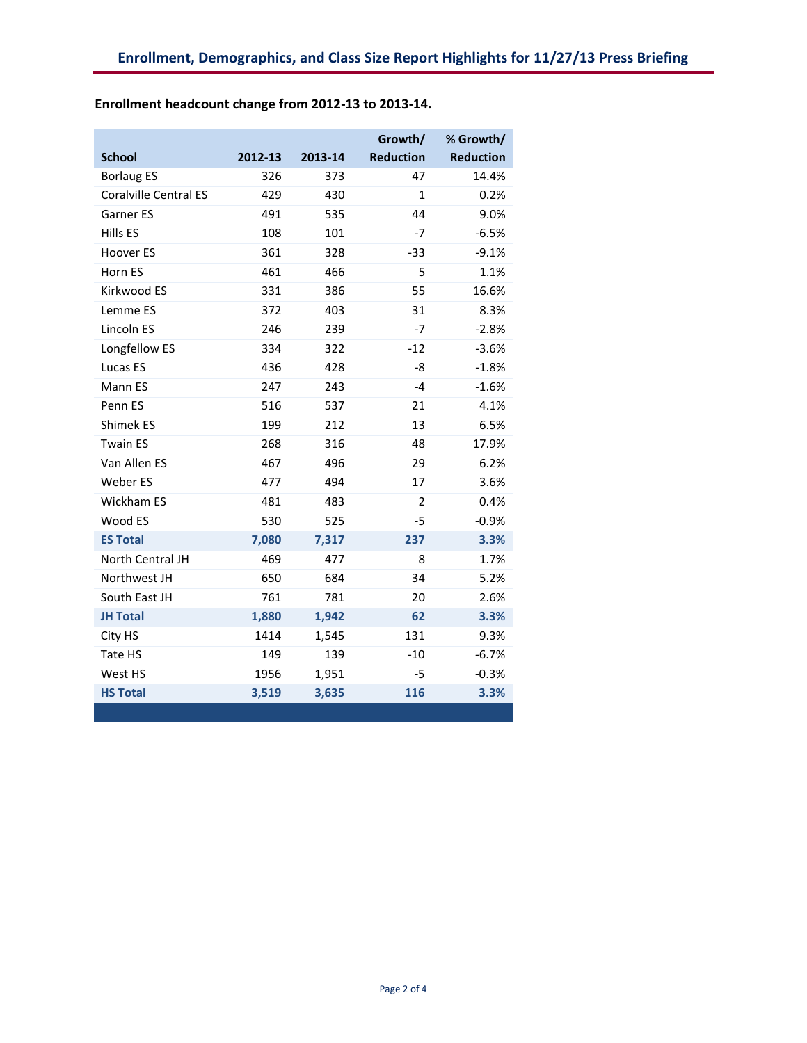**Enrollment headcount change from 2012-13 to 2013-14.**

| School | 2012-13 | 2013-14 | Growth/ Reduction | % Growth/ Reduction |
|---|---|---|---|---|
| Borlaug ES | 326 | 373 | 47 | 14.4% |
| Coralville Central ES | 429 | 430 | 1 | 0.2% |
| Garner ES | 491 | 535 | 44 | 9.0% |
| Hills ES | 108 | 101 | -7 | -6.5% |
| Hoover ES | 361 | 328 | -33 | -9.1% |
| Horn ES | 461 | 466 | 5 | 1.1% |
| Kirkwood ES | 331 | 386 | 55 | 16.6% |
| Lemme ES | 372 | 403 | 31 | 8.3% |
| Lincoln ES | 246 | 239 | -7 | -2.8% |
| Longfellow ES | 334 | 322 | -12 | -3.6% |
| Lucas ES | 436 | 428 | -8 | -1.8% |
| Mann ES | 247 | 243 | -4 | -1.6% |
| Penn ES | 516 | 537 | 21 | 4.1% |
| Shimek ES | 199 | 212 | 13 | 6.5% |
| Twain ES | 268 | 316 | 48 | 17.9% |
| Van Allen ES | 467 | 496 | 29 | 6.2% |
| Weber ES | 477 | 494 | 17 | 3.6% |
| Wickham ES | 481 | 483 | 2 | 0.4% |
| Wood ES | 530 | 525 | -5 | -0.9% |
| **ES Total** | **7,080** | **7,317** | **237** | **3.3%** |
| North Central JH | 469 | 477 | 8 | 1.7% |
| Northwest JH | 650 | 684 | 34 | 5.2% |
| South East JH | 761 | 781 | 20 | 2.6% |
| **JH Total** | **1,880** | **1,942** | **62** | **3.3%** |
| City HS | 1414 | 1,545 | 131 | 9.3% |
| Tate HS | 149 | 139 | -10 | -6.7% |
| West HS | 1956 | 1,951 | -5 | -0.3% |
| **HS Total** | **3,519** | **3,635** | **116** | **3.3%** |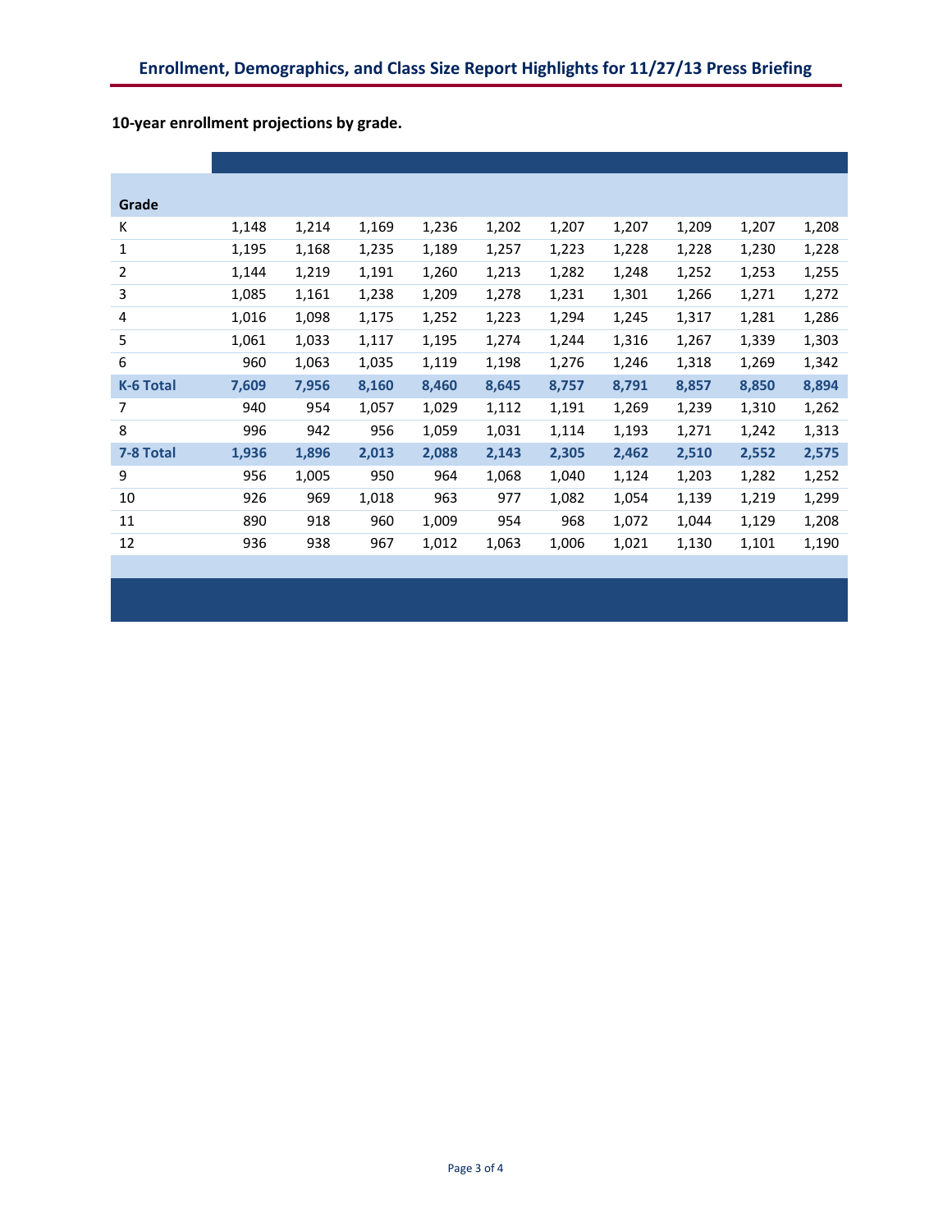**10-year enrollment projections by grade.**

| Grade | | | | | | | | | | |
|---|---|---|---|---|---|---|---|---|---|---|
| K | 1,148 | 1,214 | 1,169 | 1,236 | 1,202 | 1,207 | 1,207 | 1,209 | 1,207 | 1,208 |
| 1 | 1,195 | 1,168 | 1,235 | 1,189 | 1,257 | 1,223 | 1,228 | 1,228 | 1,230 | 1,228 |
| 2 | 1,144 | 1,219 | 1,191 | 1,260 | 1,213 | 1,282 | 1,248 | 1,252 | 1,253 | 1,255 |
| 3 | 1,085 | 1,161 | 1,238 | 1,209 | 1,278 | 1,231 | 1,301 | 1,266 | 1,271 | 1,272 |
| 4 | 1,016 | 1,098 | 1,175 | 1,252 | 1,223 | 1,294 | 1,245 | 1,317 | 1,281 | 1,286 |
| 5 | 1,061 | 1,033 | 1,117 | 1,195 | 1,274 | 1,244 | 1,316 | 1,267 | 1,339 | 1,303 |
| 6 | 960 | 1,063 | 1,035 | 1,119 | 1,198 | 1,276 | 1,246 | 1,318 | 1,269 | 1,342 |
| **K-6 Total** | **7,609** | **7,956** | **8,160** | **8,460** | **8,645** | **8,757** | **8,791** | **8,857** | **8,850** | **8,894** |
| 7 | 940 | 954 | 1,057 | 1,029 | 1,112 | 1,191 | 1,269 | 1,239 | 1,310 | 1,262 |
| 8 | 996 | 942 | 956 | 1,059 | 1,031 | 1,114 | 1,193 | 1,271 | 1,242 | 1,313 |
| **7-8 Total** | **1,936** | **1,896** | **2,013** | **2,088** | **2,143** | **2,305** | **2,462** | **2,510** | **2,552** | **2,575** |
| 9 | 956 | 1,005 | 950 | 964 | 1,068 | 1,040 | 1,124 | 1,203 | 1,282 | 1,252 |
| 10 | 926 | 969 | 1,018 | 963 | 977 | 1,082 | 1,054 | 1,139 | 1,219 | 1,299 |
| 11 | 890 | 918 | 960 | 1,009 | 954 | 968 | 1,072 | 1,044 | 1,129 | 1,208 |
| 12 | 936 | 938 | 967 | 1,012 | 1,063 | 1,006 | 1,021 | 1,130 | 1,101 | 1,190 |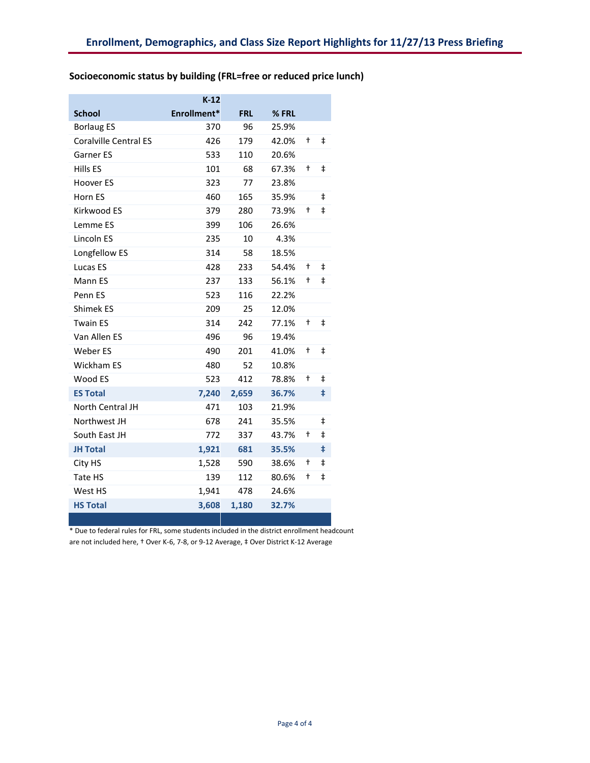## Enrollment, Demographics, and Class Size Report Highlights for 11/27/13 Press Briefing

### Socioeconomic status by building (FRL=free or reduced price lunch)

| School | K-12 Enrollment* | FRL | % FRL | | |
|---|---|---|---|---|---|
| Borlaug ES | 370 | 96 | 25.9% | | |
| Coralville Central ES | 426 | 179 | 42.0% | † | ‡ |
| Garner ES | 533 | 110 | 20.6% | | |
| Hills ES | 101 | 68 | 67.3% | † | ‡ |
| Hoover ES | 323 | 77 | 23.8% | | |
| Horn ES | 460 | 165 | 35.9% | | ‡ |
| Kirkwood ES | 379 | 280 | 73.9% | † | ‡ |
| Lemme ES | 399 | 106 | 26.6% | | |
| Lincoln ES | 235 | 10 | 4.3% | | |
| Longfellow ES | 314 | 58 | 18.5% | | |
| Lucas ES | 428 | 233 | 54.4% | † | ‡ |
| Mann ES | 237 | 133 | 56.1% | † | ‡ |
| Penn ES | 523 | 116 | 22.2% | | |
| Shimek ES | 209 | 25 | 12.0% | | |
| Twain ES | 314 | 242 | 77.1% | † | ‡ |
| Van Allen ES | 496 | 96 | 19.4% | | |
| Weber ES | 490 | 201 | 41.0% | † | ‡ |
| Wickham ES | 480 | 52 | 10.8% | | |
| Wood ES | 523 | 412 | 78.8% | † | ‡ |
| **ES Total** | **7,240** | **2,659** | **36.7%** | | **‡** |
| North Central JH | 471 | 103 | 21.9% | | |
| Northwest JH | 678 | 241 | 35.5% | | ‡ |
| South East JH | 772 | 337 | 43.7% | † | ‡ |
| **JH Total** | **1,921** | **681** | **35.5%** | | **‡** |
| City HS | 1,528 | 590 | 38.6% | † | ‡ |
| Tate HS | 139 | 112 | 80.6% | † | ‡ |
| West HS | 1,941 | 478 | 24.6% | | |
| **HS Total** | **3,608** | **1,180** | **32.7%** | | |

* Due to federal rules for FRL, some students included in the district enrollment headcount are not included here, † Over K-6, 7-8, or 9-12 Average, ‡ Over District K-12 Average